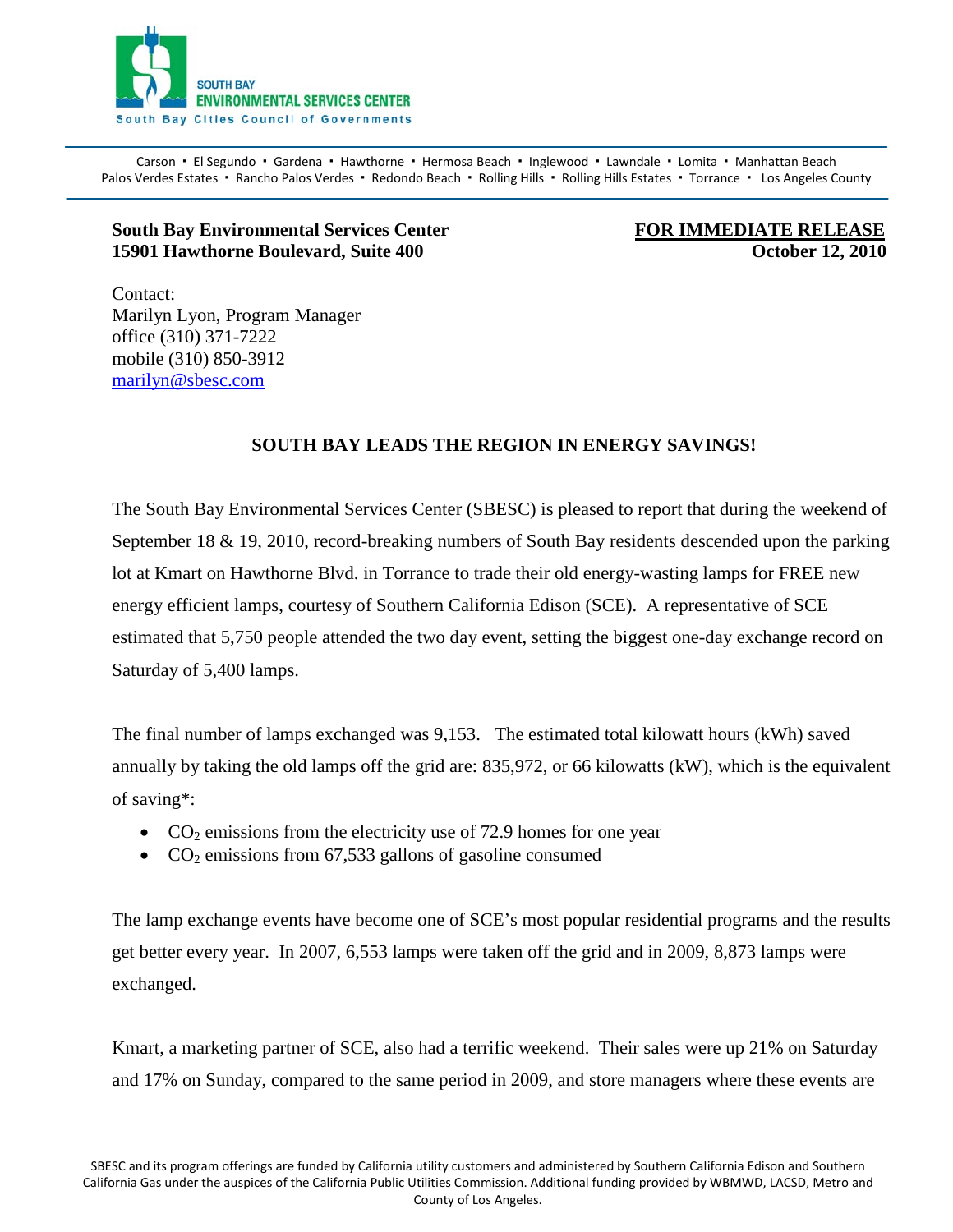SOUTH BAY
ENVIRONMENTAL SERVICES CENTER
South Bay Cities Council of Governments

Carson · El Segundo · Gardena · Hawthorne · Hermosa Beach · Inglewood · Lawndale · Lomita · Manhattan Beach
Palos Verdes Estates · Rancho Palos Verdes · Redondo Beach · Rolling Hills · Rolling Hills Estates · Torrance · Los Angeles County

**South Bay Environmental Services Center**
**15901 Hawthorne Boulevard, Suite 400**

**FOR IMMEDIATE RELEASE**
**October 12, 2010**

Contact:
Marilyn Lyon, Program Manager
office (310) 371-7222
mobile (310) 850-3912
marilyn@sbesc.com

## SOUTH BAY LEADS THE REGION IN ENERGY SAVINGS!

The South Bay Environmental Services Center (SBESC) is pleased to report that during the weekend of September 18 & 19, 2010, record-breaking numbers of South Bay residents descended upon the parking lot at Kmart on Hawthorne Blvd. in Torrance to trade their old energy-wasting lamps for FREE new energy efficient lamps, courtesy of Southern California Edison (SCE). A representative of SCE estimated that 5,750 people attended the two day event, setting the biggest one-day exchange record on Saturday of 5,400 lamps.

The final number of lamps exchanged was 9,153. The estimated total kilowatt hours (kWh) saved annually by taking the old lamps off the grid are: 835,972, or 66 kilowatts (kW), which is the equivalent of saving*:

- $CO_2$ emissions from the electricity use of 72.9 homes for one year
- $CO_2$ emissions from 67,533 gallons of gasoline consumed

The lamp exchange events have become one of SCE's most popular residential programs and the results get better every year. In 2007, 6,553 lamps were taken off the grid and in 2009, 8,873 lamps were exchanged.

Kmart, a marketing partner of SCE, also had a terrific weekend. Their sales were up 21% on Saturday and 17% on Sunday, compared to the same period in 2009, and store managers where these events are

SBESC and its program offerings are funded by California utility customers and administered by Southern California Edison and Southern California Gas under the auspices of the California Public Utilities Commission. Additional funding provided by WBMWD, LACSD, Metro and County of Los Angeles.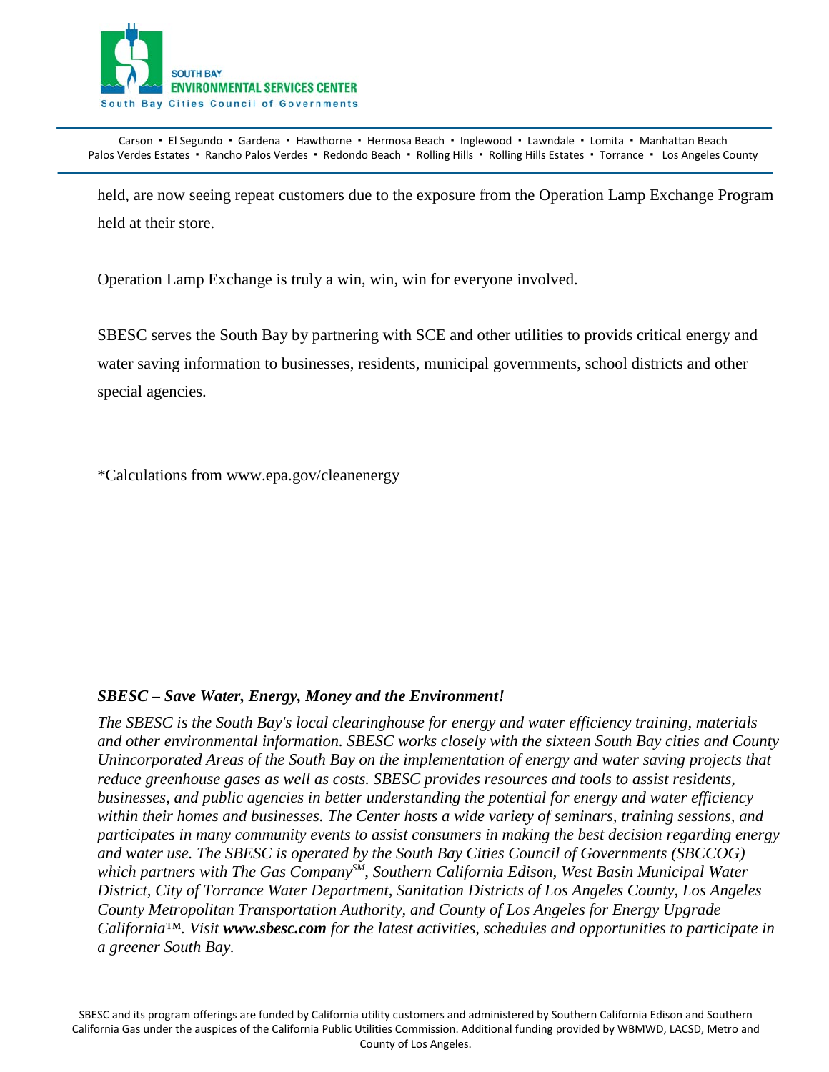held, are now seeing repeat customers due to the exposure from the Operation Lamp Exchange Program held at their store.

Operation Lamp Exchange is truly a win, win, win for everyone involved.

SBESC serves the South Bay by partnering with SCE and other utilities to provids critical energy and water saving information to businesses, residents, municipal governments, school districts and other special agencies.

*Calculations from www.epa.gov/cleanenergy

***SBESC – Save Water, Energy, Money and the Environment!***

*The SBESC is the South Bay's local clearinghouse for energy and water efficiency training, materials and other environmental information. SBESC works closely with the sixteen South Bay cities and County Unincorporated Areas of the South Bay on the implementation of energy and water saving projects that reduce greenhouse gases as well as costs. SBESC provides resources and tools to assist residents, businesses, and public agencies in better understanding the potential for energy and water efficiency within their homes and businesses. The Center hosts a wide variety of seminars, training sessions, and participates in many community events to assist consumers in making the best decision regarding energy and water use. The SBESC is operated by the South Bay Cities Council of Governments (SBCCOG) which partners with The Gas Company℠, Southern California Edison, West Basin Municipal Water District, City of Torrance Water Department, Sanitation Districts of Los Angeles County, Los Angeles County Metropolitan Transportation Authority, and County of Los Angeles for Energy Upgrade California™. Visit **www.sbesc.com** for the latest activities, schedules and opportunities to participate in a greener South Bay.*

SBESC and its program offerings are funded by California utility customers and administered by Southern California Edison and Southern California Gas under the auspices of the California Public Utilities Commission. Additional funding provided by WBMWD, LACSD, Metro and County of Los Angeles.